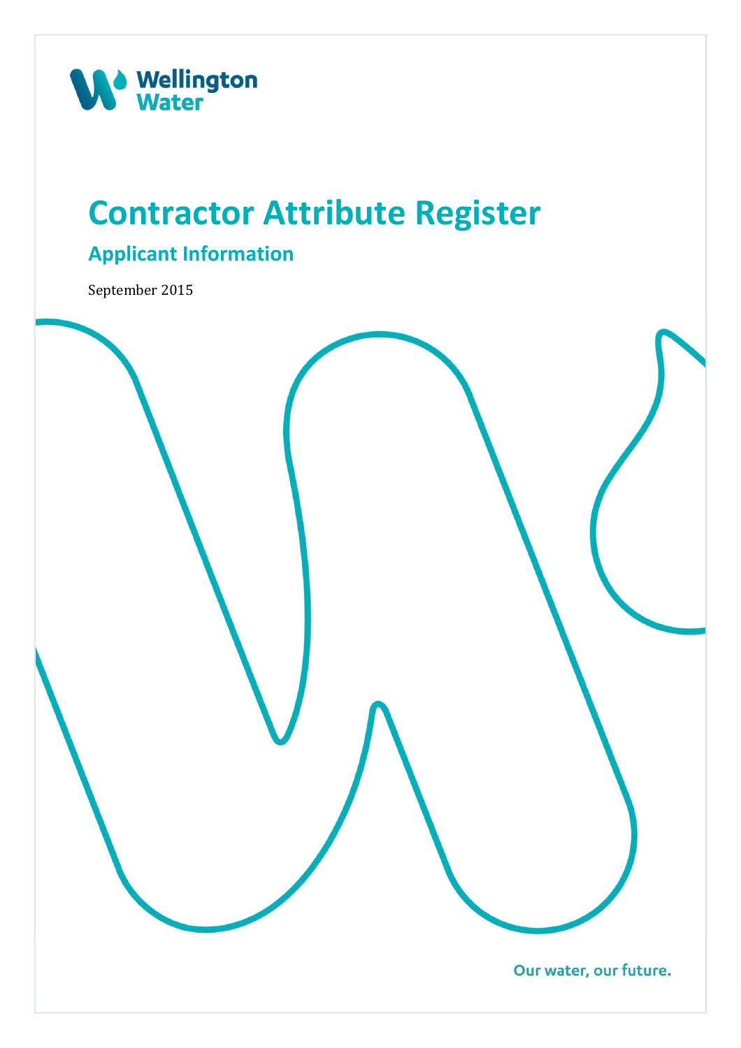Wellington Water

# Contractor Attribute Register

## Applicant Information

September 2015

Our water, our future.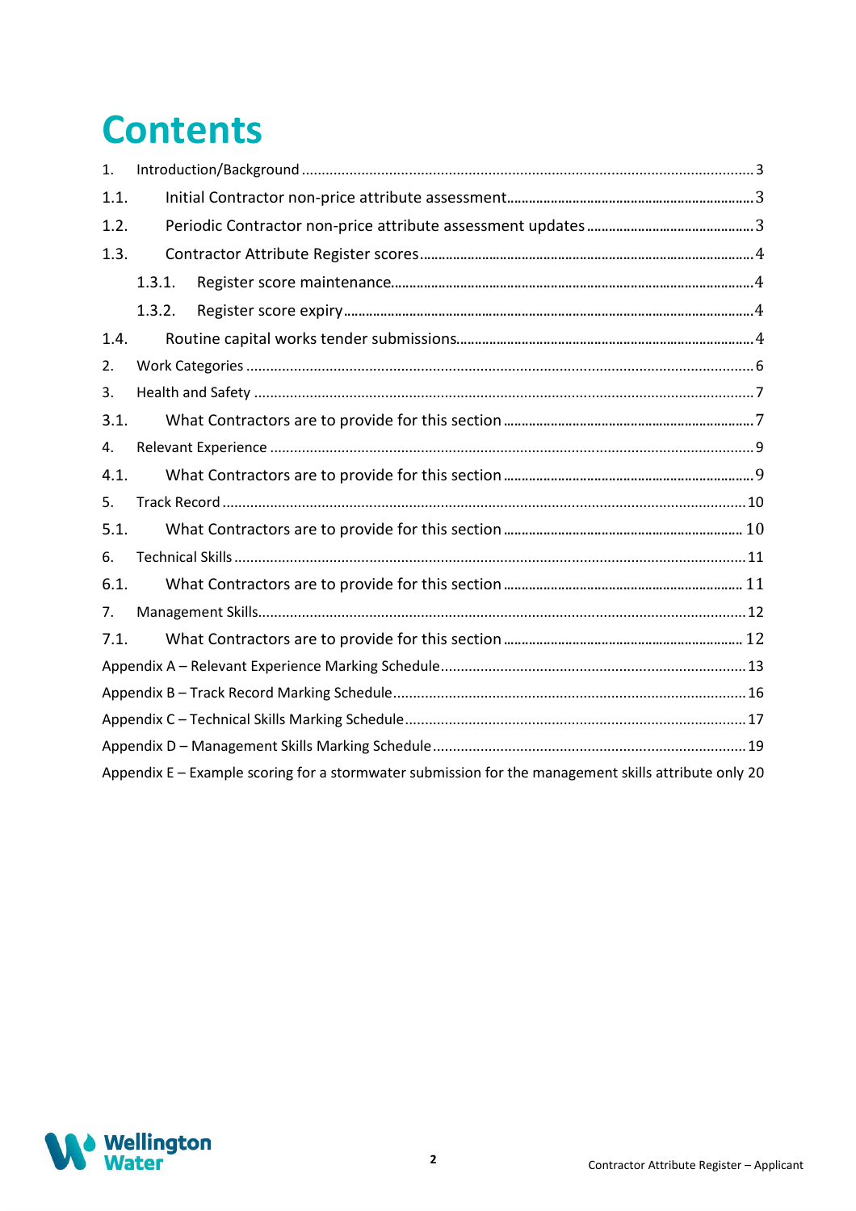# Contents

1. Introduction/Background ..... 3

1.1. Initial Contractor non-price attribute assessment ..... 3

1.2. Periodic Contractor non-price attribute assessment updates ..... 3

1.3. Contractor Attribute Register scores ..... 4

1.3.1. Register score maintenance ..... 4

1.3.2. Register score expiry ..... 4

1.4. Routine capital works tender submissions ..... 4

2. Work Categories ..... 6

3. Health and Safety ..... 7

3.1. What Contractors are to provide for this section ..... 7

4. Relevant Experience ..... 9

4.1. What Contractors are to provide for this section ..... 9

5. Track Record ..... 10

5.1. What Contractors are to provide for this section ..... 10

6. Technical Skills ..... 11

6.1. What Contractors are to provide for this section ..... 11

7. Management Skills ..... 12

7.1. What Contractors are to provide for this section ..... 12

Appendix A – Relevant Experience Marking Schedule ..... 13

Appendix B – Track Record Marking Schedule ..... 16

Appendix C – Technical Skills Marking Schedule ..... 17

Appendix D – Management Skills Marking Schedule ..... 19

Appendix E – Example scoring for a stormwater submission for the management skills attribute only 20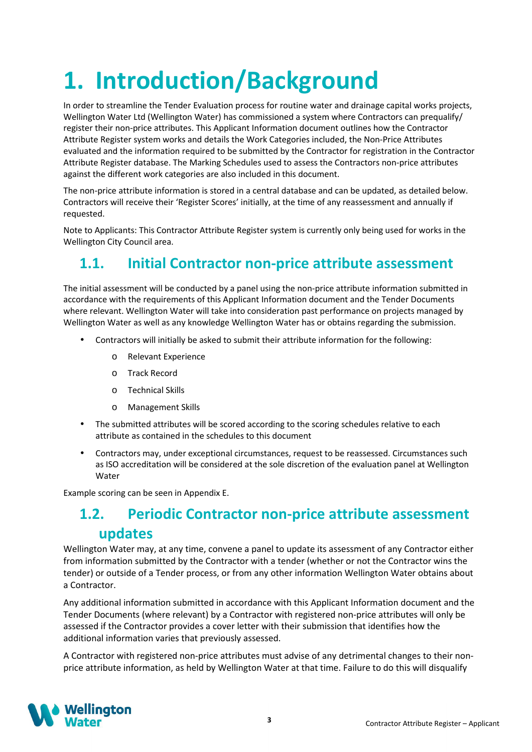# 1. Introduction/Background

In order to streamline the Tender Evaluation process for routine water and drainage capital works projects, Wellington Water Ltd (Wellington Water) has commissioned a system where Contractors can prequalify/ register their non-price attributes. This Applicant Information document outlines how the Contractor Attribute Register system works and details the Work Categories included, the Non-Price Attributes evaluated and the information required to be submitted by the Contractor for registration in the Contractor Attribute Register database. The Marking Schedules used to assess the Contractors non-price attributes against the different work categories are also included in this document.

The non-price attribute information is stored in a central database and can be updated, as detailed below. Contractors will receive their 'Register Scores' initially, at the time of any reassessment and annually if requested.

Note to Applicants: This Contractor Attribute Register system is currently only being used for works in the Wellington City Council area.

## 1.1. Initial Contractor non-price attribute assessment

The initial assessment will be conducted by a panel using the non-price attribute information submitted in accordance with the requirements of this Applicant Information document and the Tender Documents where relevant. Wellington Water will take into consideration past performance on projects managed by Wellington Water as well as any knowledge Wellington Water has or obtains regarding the submission.

- Contractors will initially be asked to submit their attribute information for the following:
  - Relevant Experience
  - Track Record
  - Technical Skills
  - Management Skills
- The submitted attributes will be scored according to the scoring schedules relative to each attribute as contained in the schedules to this document
- Contractors may, under exceptional circumstances, request to be reassessed. Circumstances such as ISO accreditation will be considered at the sole discretion of the evaluation panel at Wellington Water

Example scoring can be seen in Appendix E.

## 1.2. Periodic Contractor non-price attribute assessment updates

Wellington Water may, at any time, convene a panel to update its assessment of any Contractor either from information submitted by the Contractor with a tender (whether or not the Contractor wins the tender) or outside of a Tender process, or from any other information Wellington Water obtains about a Contractor.

Any additional information submitted in accordance with this Applicant Information document and the Tender Documents (where relevant) by a Contractor with registered non-price attributes will only be assessed if the Contractor provides a cover letter with their submission that identifies how the additional information varies that previously assessed.

A Contractor with registered non-price attributes must advise of any detrimental changes to their non-price attribute information, as held by Wellington Water at that time. Failure to do this will disqualify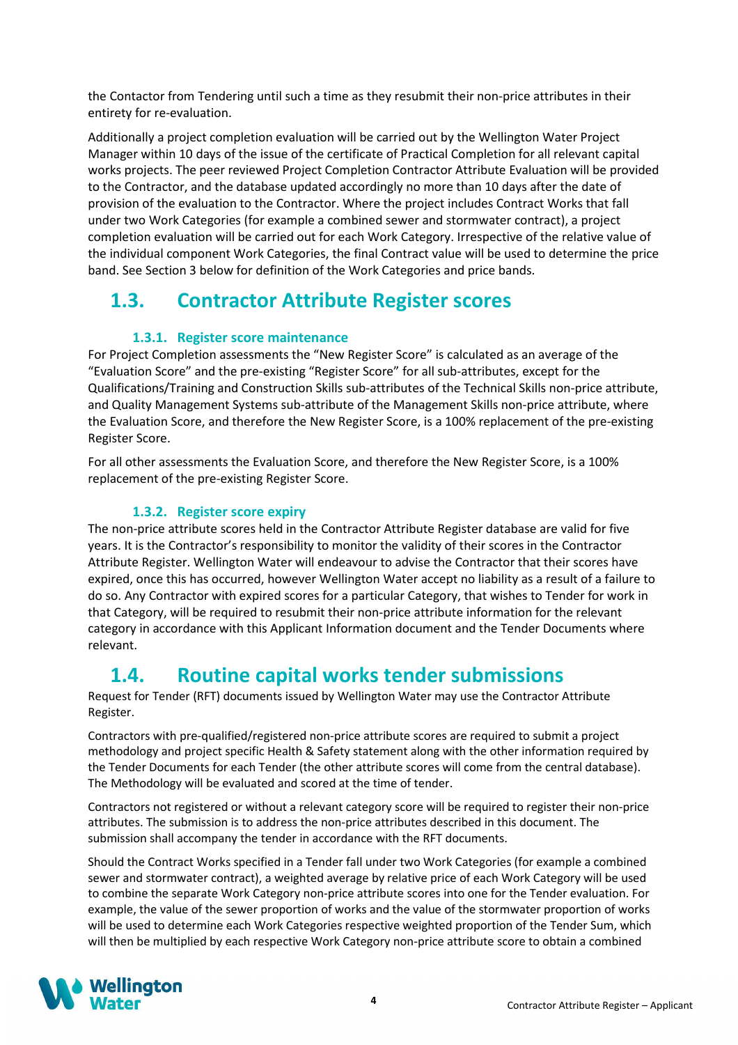the Contactor from Tendering until such a time as they resubmit their non-price attributes in their entirety for re-evaluation.

Additionally a project completion evaluation will be carried out by the Wellington Water Project Manager within 10 days of the issue of the certificate of Practical Completion for all relevant capital works projects. The peer reviewed Project Completion Contractor Attribute Evaluation will be provided to the Contractor, and the database updated accordingly no more than 10 days after the date of provision of the evaluation to the Contractor. Where the project includes Contract Works that fall under two Work Categories (for example a combined sewer and stormwater contract), a project completion evaluation will be carried out for each Work Category. Irrespective of the relative value of the individual component Work Categories, the final Contract value will be used to determine the price band. See Section 3 below for definition of the Work Categories and price bands.

## 1.3. Contractor Attribute Register scores

### 1.3.1. Register score maintenance

For Project Completion assessments the "New Register Score" is calculated as an average of the "Evaluation Score" and the pre-existing "Register Score" for all sub-attributes, except for the Qualifications/Training and Construction Skills sub-attributes of the Technical Skills non-price attribute, and Quality Management Systems sub-attribute of the Management Skills non-price attribute, where the Evaluation Score, and therefore the New Register Score, is a 100% replacement of the pre-existing Register Score.

For all other assessments the Evaluation Score, and therefore the New Register Score, is a 100% replacement of the pre-existing Register Score.

### 1.3.2. Register score expiry

The non-price attribute scores held in the Contractor Attribute Register database are valid for five years. It is the Contractor's responsibility to monitor the validity of their scores in the Contractor Attribute Register. Wellington Water will endeavour to advise the Contractor that their scores have expired, once this has occurred, however Wellington Water accept no liability as a result of a failure to do so. Any Contractor with expired scores for a particular Category, that wishes to Tender for work in that Category, will be required to resubmit their non-price attribute information for the relevant category in accordance with this Applicant Information document and the Tender Documents where relevant.

## 1.4. Routine capital works tender submissions

Request for Tender (RFT) documents issued by Wellington Water may use the Contractor Attribute Register.

Contractors with pre-qualified/registered non-price attribute scores are required to submit a project methodology and project specific Health & Safety statement along with the other information required by the Tender Documents for each Tender (the other attribute scores will come from the central database). The Methodology will be evaluated and scored at the time of tender.

Contractors not registered or without a relevant category score will be required to register their non-price attributes. The submission is to address the non-price attributes described in this document. The submission shall accompany the tender in accordance with the RFT documents.

Should the Contract Works specified in a Tender fall under two Work Categories (for example a combined sewer and stormwater contract), a weighted average by relative price of each Work Category will be used to combine the separate Work Category non-price attribute scores into one for the Tender evaluation. For example, the value of the sewer proportion of works and the value of the stormwater proportion of works will be used to determine each Work Categories respective weighted proportion of the Tender Sum, which will then be multiplied by each respective Work Category non-price attribute score to obtain a combined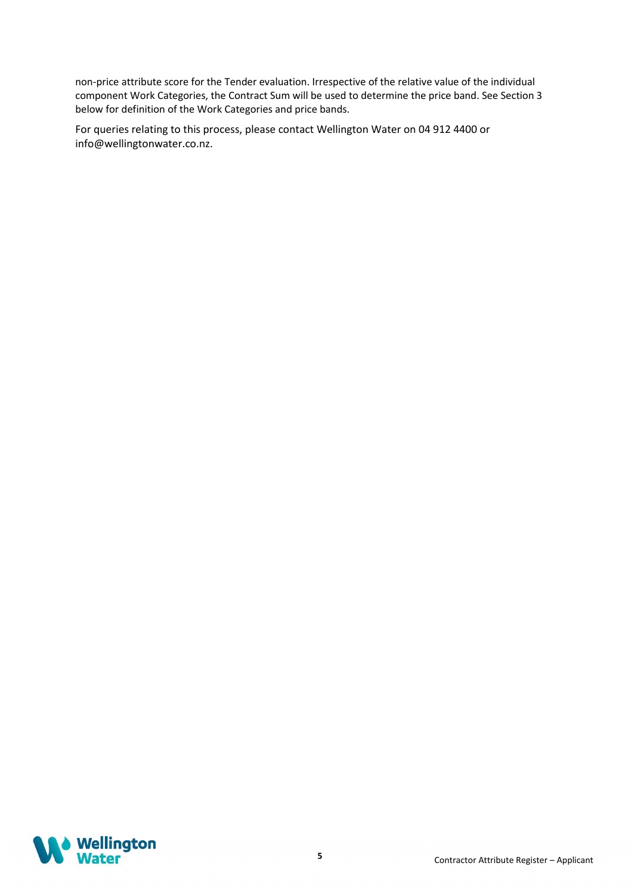non-price attribute score for the Tender evaluation. Irrespective of the relative value of the individual component Work Categories, the Contract Sum will be used to determine the price band. See Section 3 below for definition of the Work Categories and price bands.

For queries relating to this process, please contact Wellington Water on 04 912 4400 or info@wellingtonwater.co.nz.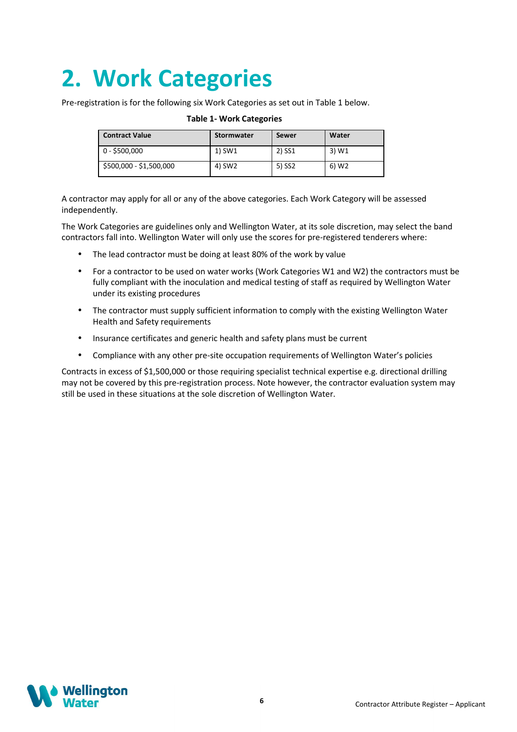# 2. Work Categories

Pre-registration is for the following six Work Categories as set out in Table 1 below.

**Table 1- Work Categories**

| Contract Value | Stormwater | Sewer | Water |
|---|---|---|---|
| 0 - $500,000 | 1) SW1 | 2) SS1 | 3) W1 |
| $500,000 - $1,500,000 | 4) SW2 | 5) SS2 | 6) W2 |

A contractor may apply for all or any of the above categories. Each Work Category will be assessed independently.

The Work Categories are guidelines only and Wellington Water, at its sole discretion, may select the band contractors fall into. Wellington Water will only use the scores for pre-registered tenderers where:

- The lead contractor must be doing at least 80% of the work by value
- For a contractor to be used on water works (Work Categories W1 and W2) the contractors must be fully compliant with the inoculation and medical testing of staff as required by Wellington Water under its existing procedures
- The contractor must supply sufficient information to comply with the existing Wellington Water Health and Safety requirements
- Insurance certificates and generic health and safety plans must be current
- Compliance with any other pre-site occupation requirements of Wellington Water's policies

Contracts in excess of $1,500,000 or those requiring specialist technical expertise e.g. directional drilling may not be covered by this pre-registration process. Note however, the contractor evaluation system may still be used in these situations at the sole discretion of Wellington Water.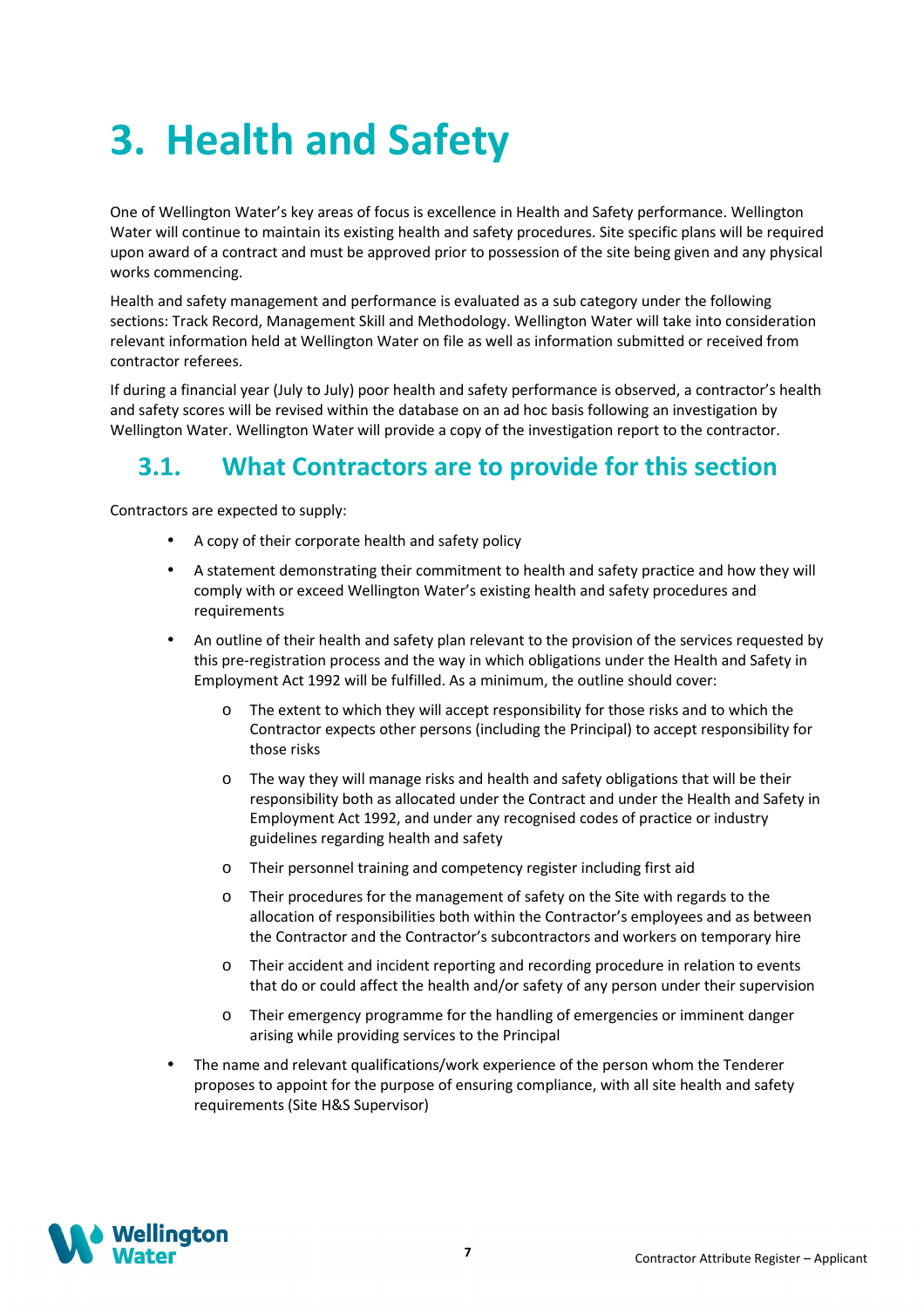# 3. Health and Safety

One of Wellington Water's key areas of focus is excellence in Health and Safety performance. Wellington Water will continue to maintain its existing health and safety procedures. Site specific plans will be required upon award of a contract and must be approved prior to possession of the site being given and any physical works commencing.

Health and safety management and performance is evaluated as a sub category under the following sections: Track Record, Management Skill and Methodology. Wellington Water will take into consideration relevant information held at Wellington Water on file as well as information submitted or received from contractor referees.

If during a financial year (July to July) poor health and safety performance is observed, a contractor's health and safety scores will be revised within the database on an ad hoc basis following an investigation by Wellington Water. Wellington Water will provide a copy of the investigation report to the contractor.

## 3.1. What Contractors are to provide for this section

Contractors are expected to supply:

- A copy of their corporate health and safety policy
- A statement demonstrating their commitment to health and safety practice and how they will comply with or exceed Wellington Water's existing health and safety procedures and requirements
- An outline of their health and safety plan relevant to the provision of the services requested by this pre-registration process and the way in which obligations under the Health and Safety in Employment Act 1992 will be fulfilled. As a minimum, the outline should cover:
  - The extent to which they will accept responsibility for those risks and to which the Contractor expects other persons (including the Principal) to accept responsibility for those risks
  - The way they will manage risks and health and safety obligations that will be their responsibility both as allocated under the Contract and under the Health and Safety in Employment Act 1992, and under any recognised codes of practice or industry guidelines regarding health and safety
  - Their personnel training and competency register including first aid
  - Their procedures for the management of safety on the Site with regards to the allocation of responsibilities both within the Contractor's employees and as between the Contractor and the Contractor's subcontractors and workers on temporary hire
  - Their accident and incident reporting and recording procedure in relation to events that do or could affect the health and/or safety of any person under their supervision
  - Their emergency programme for the handling of emergencies or imminent danger arising while providing services to the Principal
- The name and relevant qualifications/work experience of the person whom the Tenderer proposes to appoint for the purpose of ensuring compliance, with all site health and safety requirements (Site H&S Supervisor)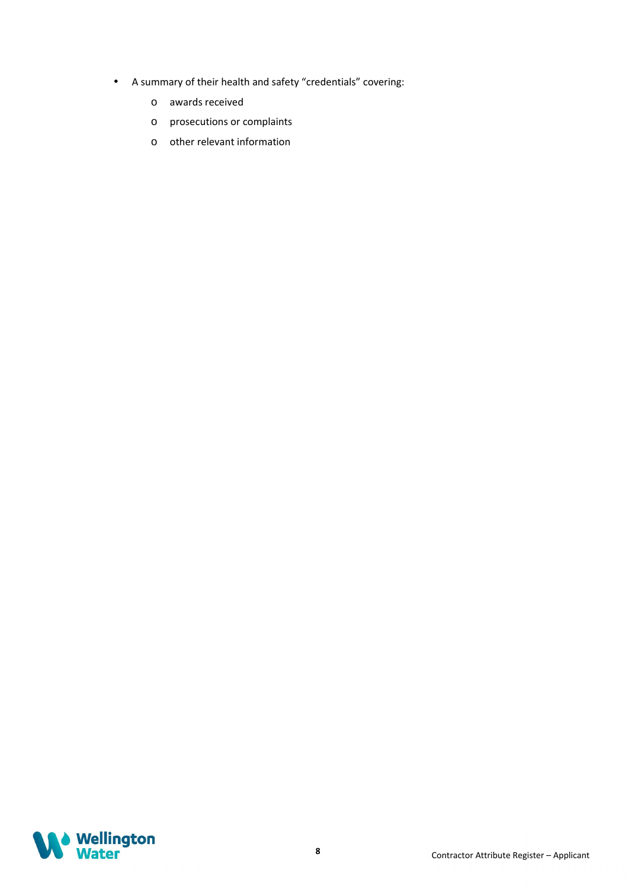- A summary of their health and safety “credentials” covering:
    - awards received
    - prosecutions or complaints
    - other relevant information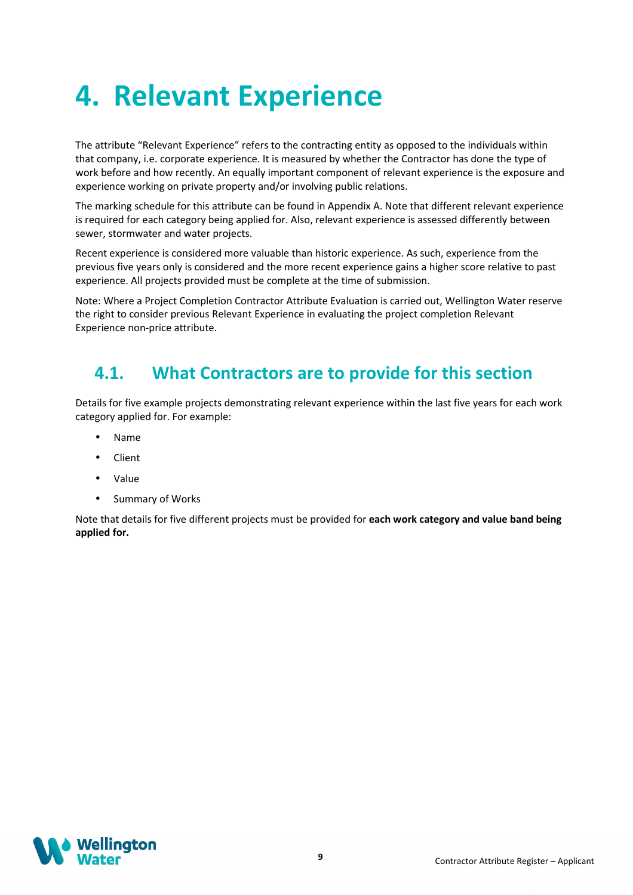# 4. Relevant Experience

The attribute "Relevant Experience" refers to the contracting entity as opposed to the individuals within that company, i.e. corporate experience. It is measured by whether the Contractor has done the type of work before and how recently. An equally important component of relevant experience is the exposure and experience working on private property and/or involving public relations.

The marking schedule for this attribute can be found in Appendix A. Note that different relevant experience is required for each category being applied for. Also, relevant experience is assessed differently between sewer, stormwater and water projects.

Recent experience is considered more valuable than historic experience. As such, experience from the previous five years only is considered and the more recent experience gains a higher score relative to past experience. All projects provided must be complete at the time of submission.

Note: Where a Project Completion Contractor Attribute Evaluation is carried out, Wellington Water reserve the right to consider previous Relevant Experience in evaluating the project completion Relevant Experience non-price attribute.

## 4.1. What Contractors are to provide for this section

Details for five example projects demonstrating relevant experience within the last five years for each work category applied for. For example:

- Name
- Client
- Value
- Summary of Works

Note that details for five different projects must be provided for **each work category and value band being applied for.**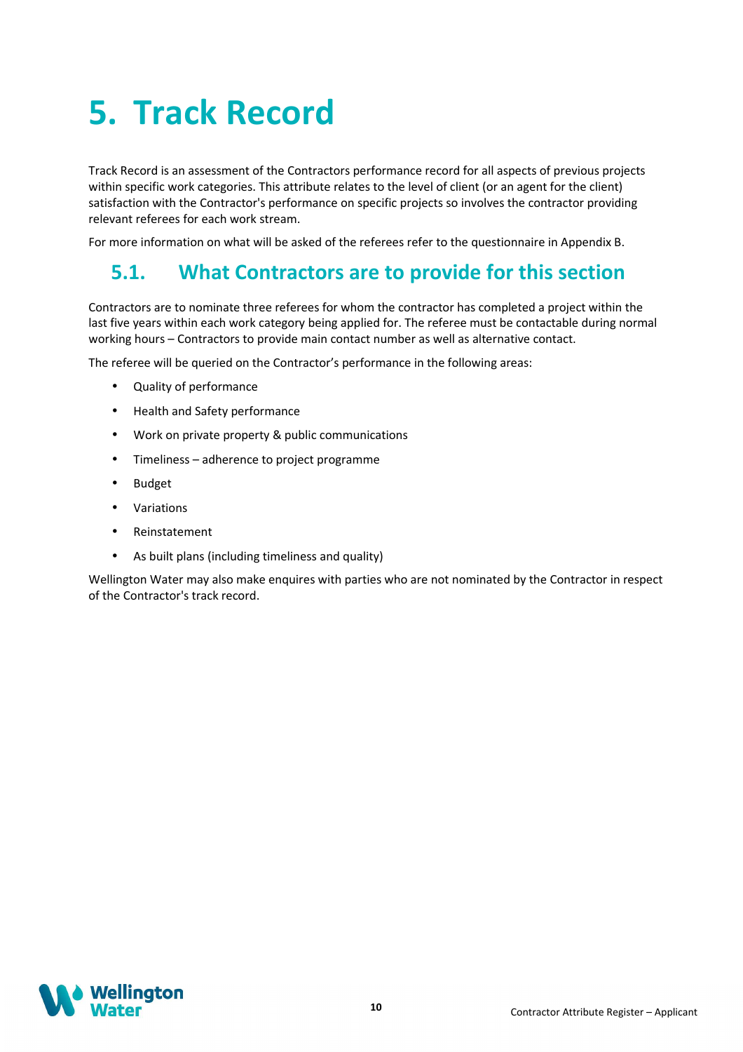# 5. Track Record

Track Record is an assessment of the Contractors performance record for all aspects of previous projects within specific work categories. This attribute relates to the level of client (or an agent for the client) satisfaction with the Contractor's performance on specific projects so involves the contractor providing relevant referees for each work stream.

For more information on what will be asked of the referees refer to the questionnaire in Appendix B.

## 5.1. What Contractors are to provide for this section

Contractors are to nominate three referees for whom the contractor has completed a project within the last five years within each work category being applied for. The referee must be contactable during normal working hours – Contractors to provide main contact number as well as alternative contact.

The referee will be queried on the Contractor's performance in the following areas:

- Quality of performance
- Health and Safety performance
- Work on private property & public communications
- Timeliness – adherence to project programme
- Budget
- Variations
- Reinstatement
- As built plans (including timeliness and quality)

Wellington Water may also make enquires with parties who are not nominated by the Contractor in respect of the Contractor's track record.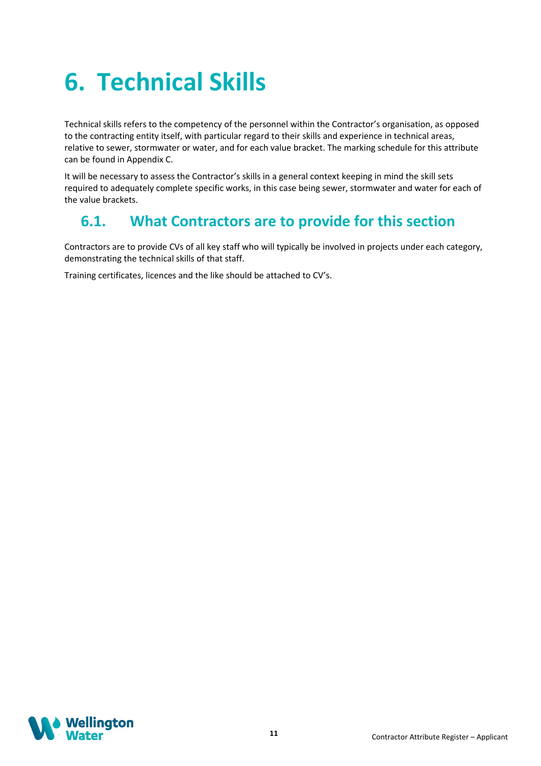# 6. Technical Skills

Technical skills refers to the competency of the personnel within the Contractor's organisation, as opposed to the contracting entity itself, with particular regard to their skills and experience in technical areas, relative to sewer, stormwater or water, and for each value bracket. The marking schedule for this attribute can be found in Appendix C.

It will be necessary to assess the Contractor's skills in a general context keeping in mind the skill sets required to adequately complete specific works, in this case being sewer, stormwater and water for each of the value brackets.

## 6.1. What Contractors are to provide for this section

Contractors are to provide CVs of all key staff who will typically be involved in projects under each category, demonstrating the technical skills of that staff.

Training certificates, licences and the like should be attached to CV's.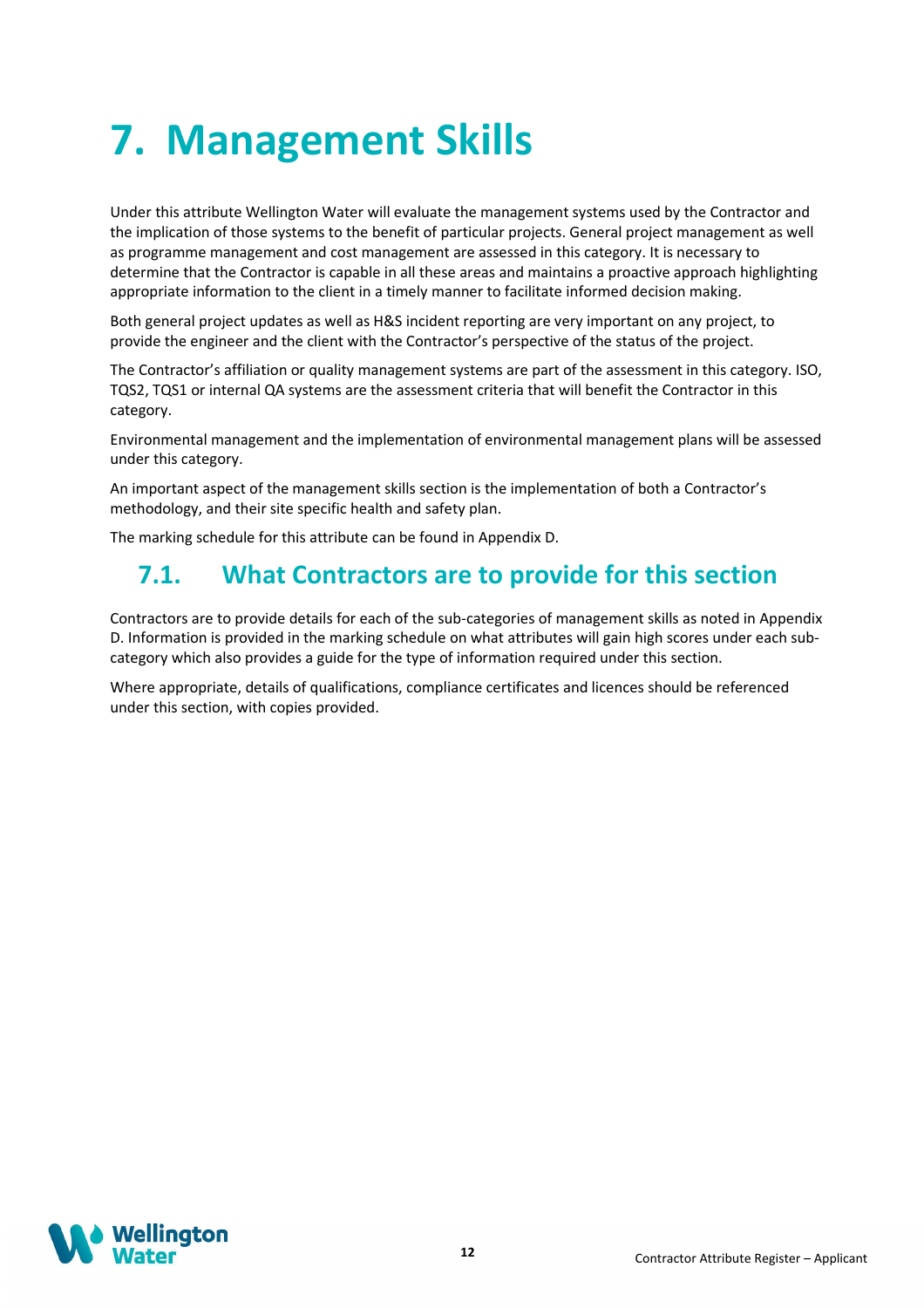# 7. Management Skills

Under this attribute Wellington Water will evaluate the management systems used by the Contractor and the implication of those systems to the benefit of particular projects. General project management as well as programme management and cost management are assessed in this category. It is necessary to determine that the Contractor is capable in all these areas and maintains a proactive approach highlighting appropriate information to the client in a timely manner to facilitate informed decision making.

Both general project updates as well as H&S incident reporting are very important on any project, to provide the engineer and the client with the Contractor's perspective of the status of the project.

The Contractor's affiliation or quality management systems are part of the assessment in this category. ISO, TQS2, TQS1 or internal QA systems are the assessment criteria that will benefit the Contractor in this category.

Environmental management and the implementation of environmental management plans will be assessed under this category.

An important aspect of the management skills section is the implementation of both a Contractor's methodology, and their site specific health and safety plan.

The marking schedule for this attribute can be found in Appendix D.

## 7.1. What Contractors are to provide for this section

Contractors are to provide details for each of the sub-categories of management skills as noted in Appendix D. Information is provided in the marking schedule on what attributes will gain high scores under each sub-category which also provides a guide for the type of information required under this section.

Where appropriate, details of qualifications, compliance certificates and licences should be referenced under this section, with copies provided.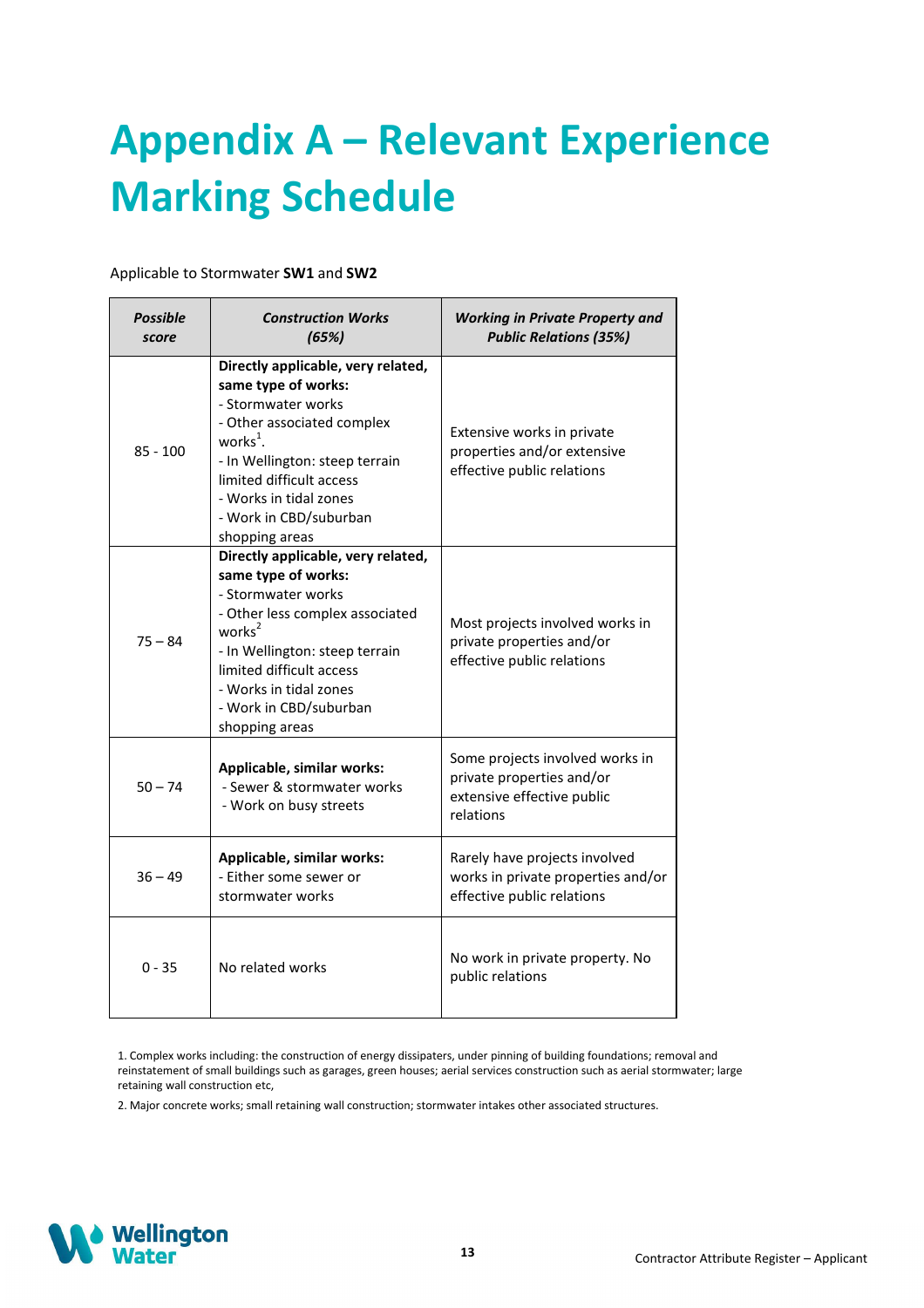# Appendix A – Relevant Experience Marking Schedule

Applicable to Stormwater **SW1** and **SW2**

| ***Possible score*** | ***Construction Works (65%)*** | ***Working in Private Property and Public Relations (35%)*** |
|---|---|---|
| 85 - 100 | **Directly applicable, very related, same type of works:**<br>- Stormwater works<br>- Other associated complex works[1].<br>- In Wellington: steep terrain limited difficult access<br>- Works in tidal zones<br>- Work in CBD/suburban shopping areas | Extensive works in private properties and/or extensive effective public relations |
| 75 – 84 | **Directly applicable, very related, same type of works:**<br>- Stormwater works<br>- Other less complex associated works[2]<br>- In Wellington: steep terrain limited difficult access<br>- Works in tidal zones<br>- Work in CBD/suburban shopping areas | Most projects involved works in private properties and/or effective public relations |
| 50 – 74 | **Applicable, similar works:**<br>- Sewer & stormwater works<br>- Work on busy streets | Some projects involved works in private properties and/or extensive effective public relations |
| 36 – 49 | **Applicable, similar works:**<br>- Either some sewer or stormwater works | Rarely have projects involved works in private properties and/or effective public relations |
| 0 - 35 | No related works | No work in private property. No public relations |

1. Complex works including: the construction of energy dissipaters, under pinning of building foundations; removal and reinstatement of small buildings such as garages, green houses; aerial services construction such as aerial stormwater; large retaining wall construction etc,

2. Major concrete works; small retaining wall construction; stormwater intakes other associated structures.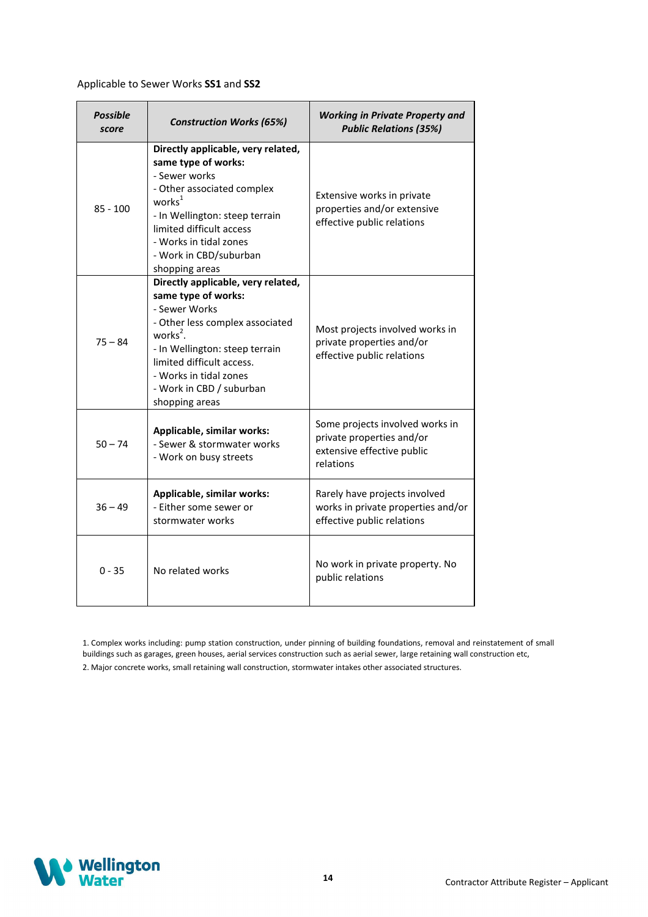Applicable to Sewer Works **SS1** and **SS2**

| ***Possible score*** | ***Construction Works (65%)*** | ***Working in Private Property and Public Relations (35%)*** |
|---|---|---|
| 85 - 100 | **Directly applicable, very related, same type of works:**<br>- Sewer works<br>- Other associated complex works[1]<br>- In Wellington: steep terrain limited difficult access<br>- Works in tidal zones<br>- Work in CBD/suburban shopping areas | Extensive works in private properties and/or extensive effective public relations |
| 75 – 84 | **Directly applicable, very related, same type of works:**<br>- Sewer Works<br>- Other less complex associated works[2].<br>- In Wellington: steep terrain limited difficult access.<br>- Works in tidal zones<br>- Work in CBD / suburban shopping areas | Most projects involved works in private properties and/or effective public relations |
| 50 – 74 | **Applicable, similar works:**<br>- Sewer & stormwater works<br>- Work on busy streets | Some projects involved works in private properties and/or extensive effective public relations |
| 36 – 49 | **Applicable, similar works:**<br>- Either some sewer or stormwater works | Rarely have projects involved works in private properties and/or effective public relations |
| 0 - 35 | No related works | No work in private property. No public relations |

1. Complex works including: pump station construction, under pinning of building foundations, removal and reinstatement of small buildings such as garages, green houses, aerial services construction such as aerial sewer, large retaining wall construction etc,

2. Major concrete works, small retaining wall construction, stormwater intakes other associated structures.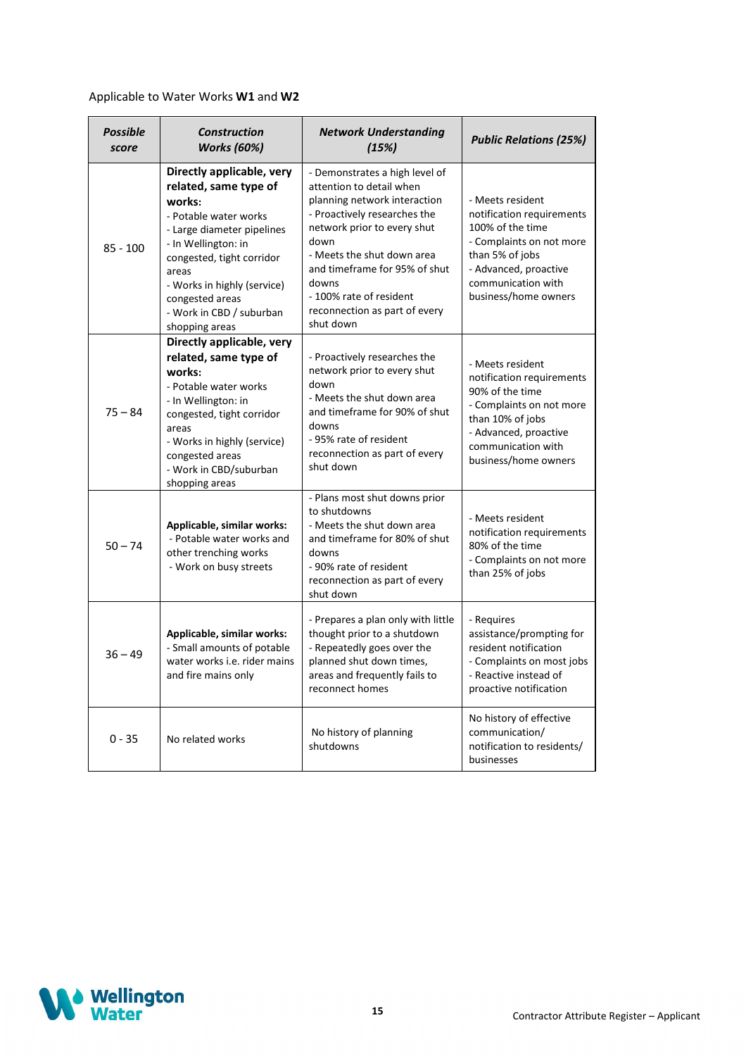Applicable to Water Works **W1** and **W2**

| ***Possible score*** | ***Construction Works (60%)*** | ***Network Understanding (15%)*** | ***Public Relations (25%)*** |
|---|---|---|---|
| 85 - 100 | **Directly applicable, very related, same type of works:**<br>- Potable water works<br>- Large diameter pipelines<br>- In Wellington: in congested, tight corridor areas<br>- Works in highly (service) congested areas<br>- Work in CBD / suburban shopping areas | - Demonstrates a high level of attention to detail when planning network interaction<br>- Proactively researches the network prior to every shut down<br>- Meets the shut down area and timeframe for 95% of shut downs<br>- 100% rate of resident reconnection as part of every shut down | - Meets resident notification requirements 100% of the time<br>- Complaints on not more than 5% of jobs<br>- Advanced, proactive communication with business/home owners |
| 75 – 84 | **Directly applicable, very related, same type of works:**<br>- Potable water works<br>- In Wellington: in congested, tight corridor areas<br>- Works in highly (service) congested areas<br>- Work in CBD/suburban shopping areas | - Proactively researches the network prior to every shut down<br>- Meets the shut down area and timeframe for 90% of shut downs<br>- 95% rate of resident reconnection as part of every shut down | - Meets resident notification requirements 90% of the time<br>- Complaints on not more than 10% of jobs<br>- Advanced, proactive communication with business/home owners |
| 50 – 74 | **Applicable, similar works:**<br>- Potable water works and other trenching works<br>- Work on busy streets | - Plans most shut downs prior to shutdowns<br>- Meets the shut down area and timeframe for 80% of shut downs<br>- 90% rate of resident reconnection as part of every shut down | - Meets resident notification requirements 80% of the time<br>- Complaints on not more than 25% of jobs |
| 36 – 49 | **Applicable, similar works:**<br>- Small amounts of potable water works i.e. rider mains and fire mains only | - Prepares a plan only with little thought prior to a shutdown<br>- Repeatedly goes over the planned shut down times, areas and frequently fails to reconnect homes | - Requires assistance/prompting for resident notification<br>- Complaints on most jobs<br>- Reactive instead of proactive notification |
| 0 - 35 | No related works | No history of planning shutdowns | No history of effective communication/ notification to residents/ businesses |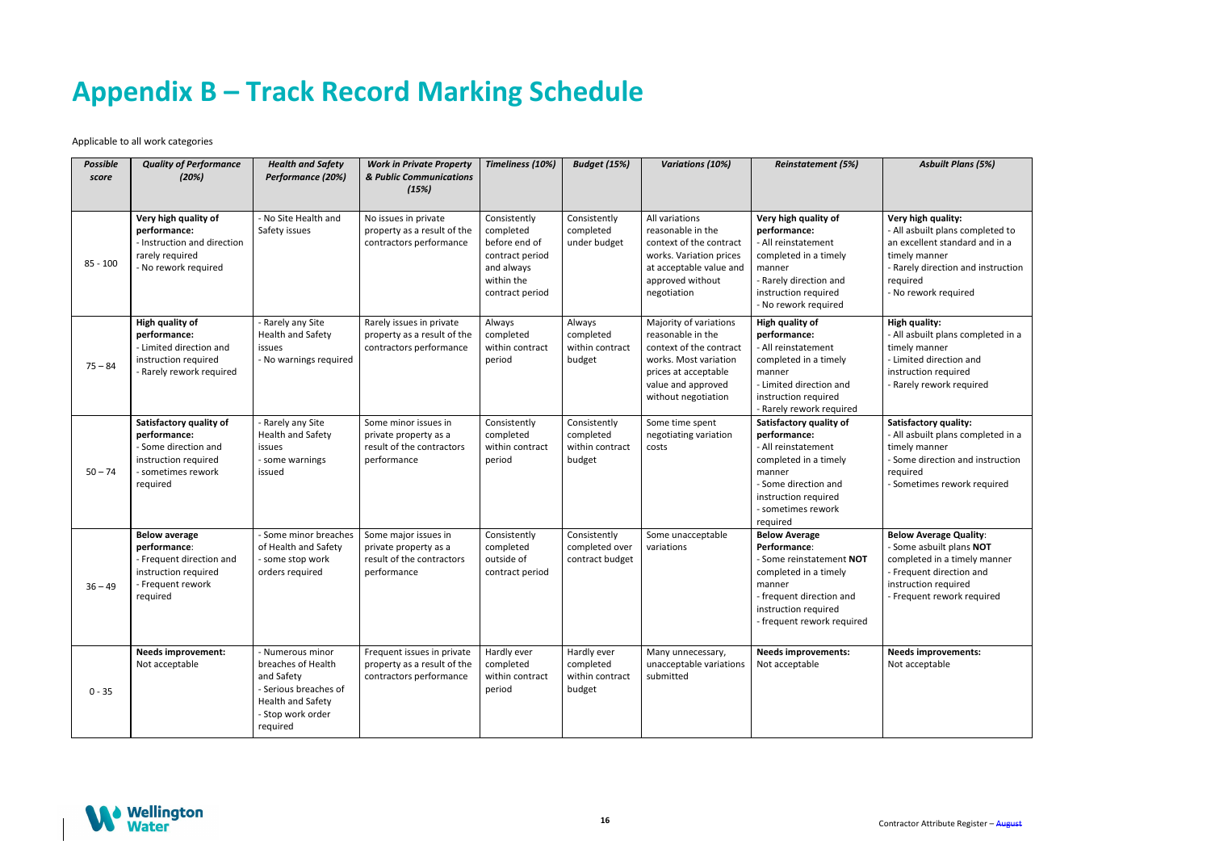# Appendix B – Track Record Marking Schedule

Applicable to all work categories

| *Possible score* | *Quality of Performance (20%)* | *Health and Safety Performance (20%)* | *Work in Private Property & Public Communications (15%)* | *Timeliness (10%)* | *Budget (15%)* | *Variations (10%)* | *Reinstatement (5%)* | *Asbuilt Plans (5%)* |
|---|---|---|---|---|---|---|---|---|
| 85 - 100 | **Very high quality of performance:**<br>- Instruction and direction rarely required<br>- No rework required | - No Site Health and Safety issues | No issues in private property as a result of the contractors performance | Consistently completed before end of contract period and always within the contract period | Consistently completed under budget | All variations reasonable in the context of the contract works. Variation prices at acceptable value and approved without negotiation | **Very high quality of performance:**<br>- All reinstatement completed in a timely manner<br>- Rarely direction and instruction required<br>- No rework required | **Very high quality:**<br>- All asbuilt plans completed to an excellent standard and in a timely manner<br>- Rarely direction and instruction required<br>- No rework required |
| 75 – 84 | **High quality of performance:**<br>- Limited direction and instruction required<br>- Rarely rework required | - Rarely any Site Health and Safety issues<br>- No warnings required | Rarely issues in private property as a result of the contractors performance | Always completed within contract period | Always completed within contract budget | Majority of variations reasonable in the context of the contract works. Most variation prices at acceptable value and approved without negotiation | **High quality of performance:**<br>- All reinstatement completed in a timely manner<br>- Limited direction and instruction required<br>- Rarely rework required | **High quality:**<br>- All asbuilt plans completed in a timely manner<br>- Limited direction and instruction required<br>- Rarely rework required |
| 50 – 74 | **Satisfactory quality of performance:**<br>- Some direction and instruction required<br>- sometimes rework required | - Rarely any Site Health and Safety issues<br>- some warnings issued | Some minor issues in private property as a result of the contractors performance | Consistently completed within contract period | Consistently completed within contract budget | Some time spent negotiating variation costs | **Satisfactory quality of performance:**<br>- All reinstatement completed in a timely manner<br>- Some direction and instruction required<br>- sometimes rework required | **Satisfactory quality:**<br>- All asbuilt plans completed in a timely manner<br>- Some direction and instruction required<br>- Sometimes rework required |
| 36 – 49 | **Below average performance**:<br>- Frequent direction and instruction required<br>- Frequent rework required | - Some minor breaches of Health and Safety<br>- some stop work orders required | Some major issues in private property as a result of the contractors performance | Consistently completed outside of contract period | Consistently completed over contract budget | Some unacceptable variations | **Below Average Performance**:<br>- Some reinstatement **NOT** completed in a timely manner<br>- frequent direction and instruction required<br>- frequent rework required | **Below Average Quality**:<br>- Some asbuilt plans **NOT** completed in a timely manner<br>- Frequent direction and instruction required<br>- Frequent rework required |
| 0 - 35 | **Needs improvement:**<br>Not acceptable | - Numerous minor breaches of Health and Safety<br>- Serious breaches of Health and Safety<br>- Stop work order required | Frequent issues in private property as a result of the contractors performance | Hardly ever completed within contract period | Hardly ever completed within contract budget | Many unnecessary, unacceptable variations submitted | **Needs improvements:**<br>Not acceptable | **Needs improvements:**<br>Not acceptable |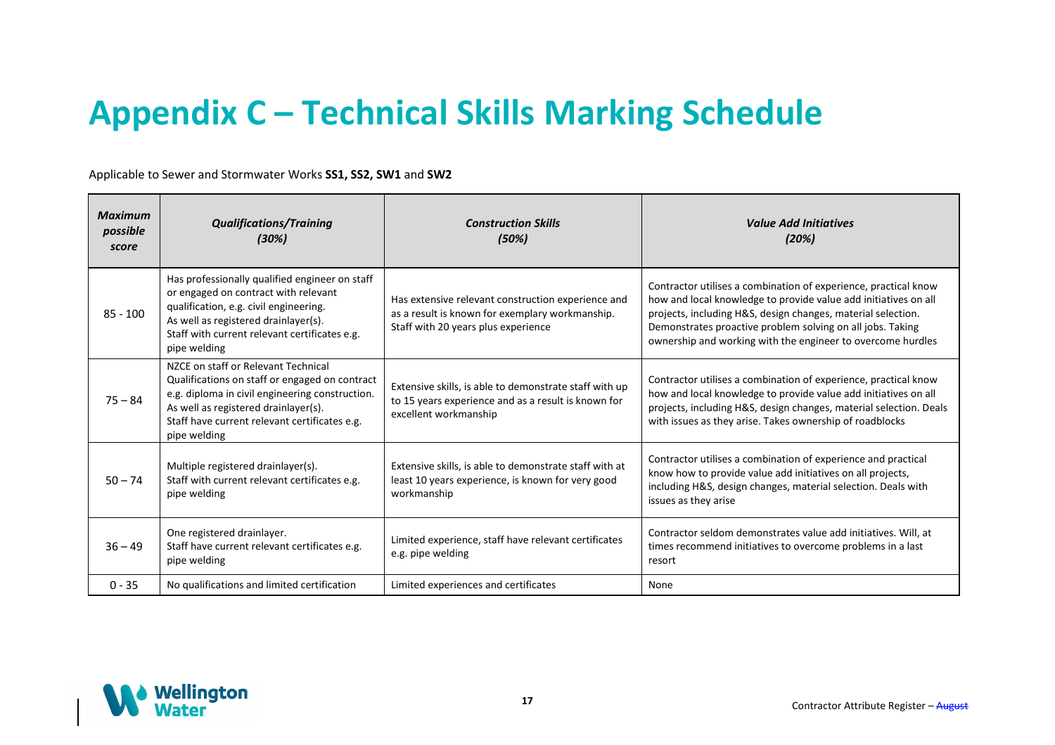# Appendix C – Technical Skills Marking Schedule

Applicable to Sewer and Stormwater Works **SS1, SS2, SW1** and **SW2**

| ***Maximum possible score*** | ***Qualifications/Training (30%)*** | ***Construction Skills (50%)*** | ***Value Add Initiatives (20%)*** |
|---|---|---|---|
| 85 - 100 | Has professionally qualified engineer on staff or engaged on contract with relevant qualification, e.g. civil engineering. As well as registered drainlayer(s). Staff with current relevant certificates e.g. pipe welding | Has extensive relevant construction experience and as a result is known for exemplary workmanship. Staff with 20 years plus experience | Contractor utilises a combination of experience, practical know how and local knowledge to provide value add initiatives on all projects, including H&S, design changes, material selection. Demonstrates proactive problem solving on all jobs. Taking ownership and working with the engineer to overcome hurdles |
| 75 – 84 | NZCE on staff or Relevant Technical Qualifications on staff or engaged on contract e.g. diploma in civil engineering construction. As well as registered drainlayer(s). Staff have current relevant certificates e.g. pipe welding | Extensive skills, is able to demonstrate staff with up to 15 years experience and as a result is known for excellent workmanship | Contractor utilises a combination of experience, practical know how and local knowledge to provide value add initiatives on all projects, including H&S, design changes, material selection. Deals with issues as they arise. Takes ownership of roadblocks |
| 50 – 74 | Multiple registered drainlayer(s). Staff with current relevant certificates e.g. pipe welding | Extensive skills, is able to demonstrate staff with at least 10 years experience, is known for very good workmanship | Contractor utilises a combination of experience and practical know how to provide value add initiatives on all projects, including H&S, design changes, material selection. Deals with issues as they arise |
| 36 – 49 | One registered drainlayer. Staff have current relevant certificates e.g. pipe welding | Limited experience, staff have relevant certificates e.g. pipe welding | Contractor seldom demonstrates value add initiatives. Will, at times recommend initiatives to overcome problems in a last resort |
| 0 - 35 | No qualifications and limited certification | Limited experiences and certificates | None |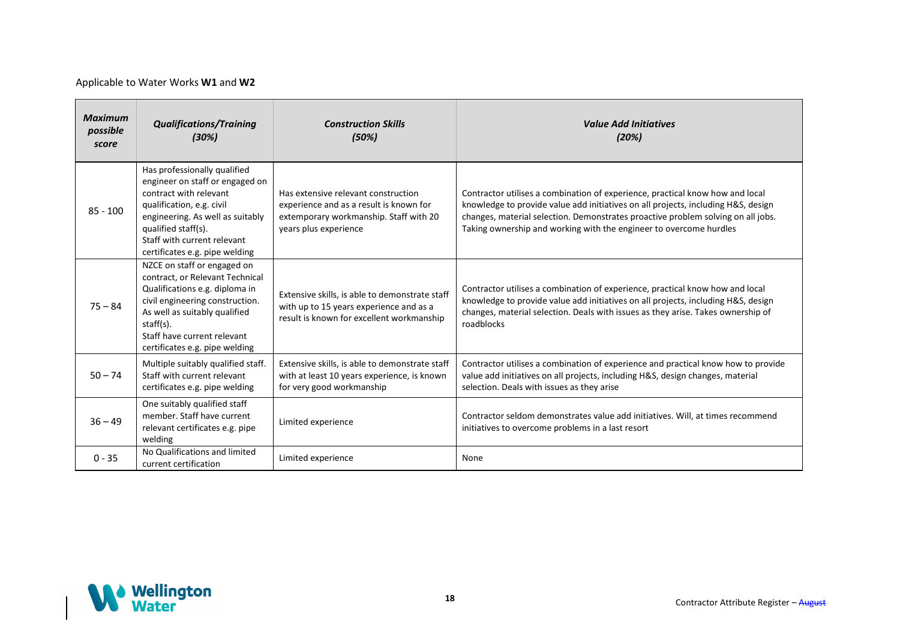Applicable to Water Works **W1** and **W2**

| ***Maximum possible score*** | ***Qualifications/Training (30%)*** | ***Construction Skills (50%)*** | ***Value Add Initiatives (20%)*** |
|---|---|---|---|
| 85 - 100 | Has professionally qualified engineer on staff or engaged on contract with relevant qualification, e.g. civil engineering. As well as suitably qualified staff(s). Staff with current relevant certificates e.g. pipe welding | Has extensive relevant construction experience and as a result is known for extemporary workmanship. Staff with 20 years plus experience | Contractor utilises a combination of experience, practical know how and local knowledge to provide value add initiatives on all projects, including H&S, design changes, material selection. Demonstrates proactive problem solving on all jobs. Taking ownership and working with the engineer to overcome hurdles |
| 75 – 84 | NZCE on staff or engaged on contract, or Relevant Technical Qualifications e.g. diploma in civil engineering construction. As well as suitably qualified staff(s). Staff have current relevant certificates e.g. pipe welding | Extensive skills, is able to demonstrate staff with up to 15 years experience and as a result is known for excellent workmanship | Contractor utilises a combination of experience, practical know how and local knowledge to provide value add initiatives on all projects, including H&S, design changes, material selection. Deals with issues as they arise. Takes ownership of roadblocks |
| 50 – 74 | Multiple suitably qualified staff. Staff with current relevant certificates e.g. pipe welding | Extensive skills, is able to demonstrate staff with at least 10 years experience, is known for very good workmanship | Contractor utilises a combination of experience and practical know how to provide value add initiatives on all projects, including H&S, design changes, material selection. Deals with issues as they arise |
| 36 – 49 | One suitably qualified staff member. Staff have current relevant certificates e.g. pipe welding | Limited experience | Contractor seldom demonstrates value add initiatives. Will, at times recommend initiatives to overcome problems in a last resort |
| 0 - 35 | No Qualifications and limited current certification | Limited experience | None |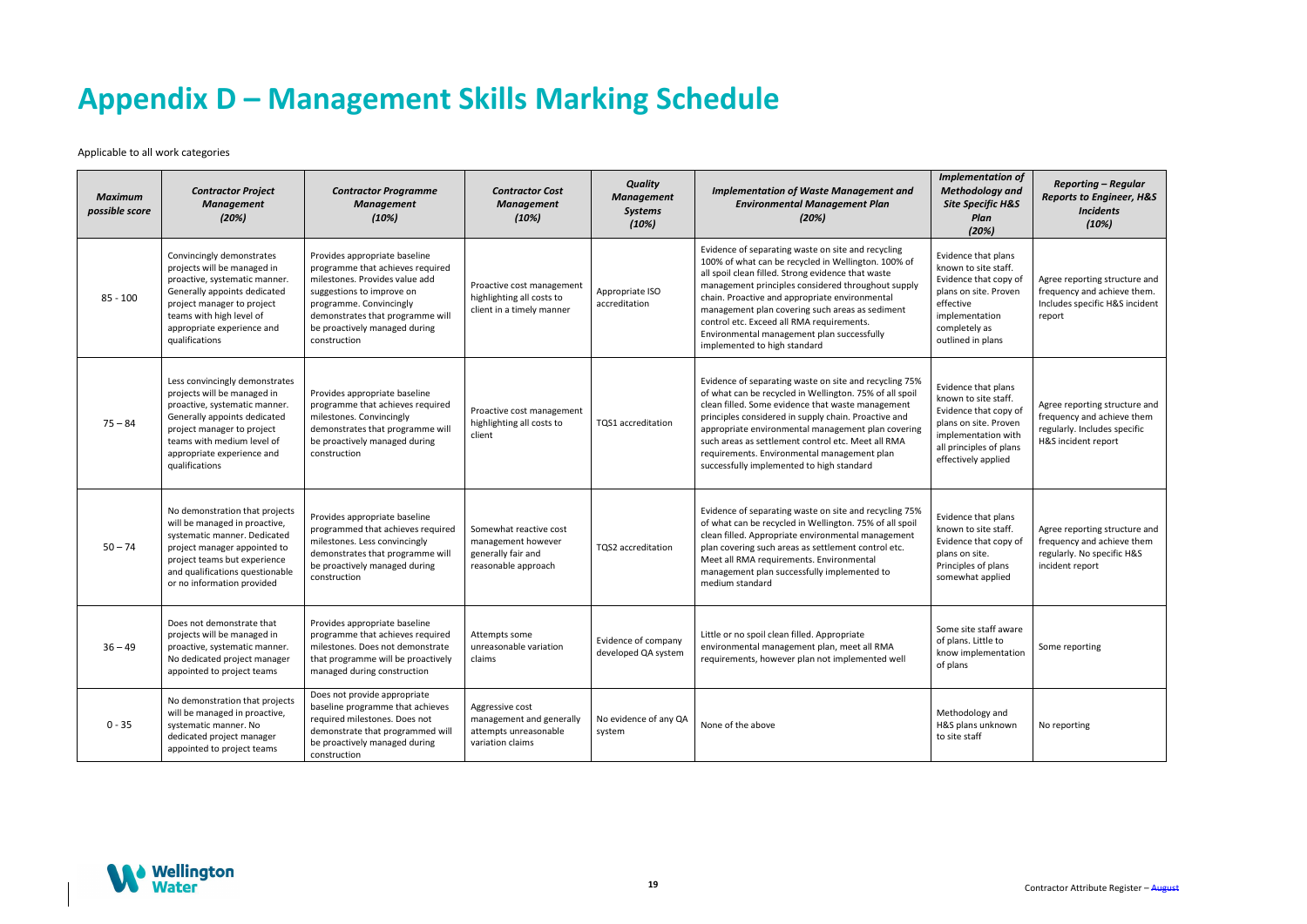# Appendix D – Management Skills Marking Schedule

Applicable to all work categories

| *Maximum possible score* | *Contractor Project Management (20%)* | *Contractor Programme Management (10%)* | *Contractor Cost Management (10%)* | *Quality Management Systems (10%)* | *Implementation of Waste Management and Environmental Management Plan (20%)* | *Implementation of Methodology and Site Specific H&S Plan (20%)* | *Reporting – Regular Reports to Engineer, H&S Incidents (10%)* |
|---|---|---|---|---|---|---|---|
| 85 - 100 | Convincingly demonstrates projects will be managed in proactive, systematic manner. Generally appoints dedicated project manager to project teams with high level of appropriate experience and qualifications | Provides appropriate baseline programme that achieves required milestones. Provides value add suggestions to improve on programme. Convincingly demonstrates that programme will be proactively managed during construction | Proactive cost management highlighting all costs to client in a timely manner | Appropriate ISO accreditation | Evidence of separating waste on site and recycling 100% of what can be recycled in Wellington. 100% of all spoil clean filled. Strong evidence that waste management principles considered throughout supply chain. Proactive and appropriate environmental management plan covering such areas as sediment control etc. Exceed all RMA requirements. Environmental management plan successfully implemented to high standard | Evidence that plans known to site staff. Evidence that copy of plans on site. Proven effective implementation completely as outlined in plans | Agree reporting structure and frequency and achieve them. Includes specific H&S incident report |
| 75 – 84 | Less convincingly demonstrates projects will be managed in proactive, systematic manner. Generally appoints dedicated project manager to project teams with medium level of appropriate experience and qualifications | Provides appropriate baseline programme that achieves required milestones. Convincingly demonstrates that programme will be proactively managed during construction | Proactive cost management highlighting all costs to client | TQS1 accreditation | Evidence of separating waste on site and recycling 75% of what can be recycled in Wellington. 75% of all spoil clean filled. Some evidence that waste management principles considered in supply chain. Proactive and appropriate environmental management plan covering such areas as settlement control etc. Meet all RMA requirements. Environmental management plan successfully implemented to high standard | Evidence that plans known to site staff. Evidence that copy of plans on site. Proven implementation with all principles of plans effectively applied | Agree reporting structure and frequency and achieve them regularly. Includes specific H&S incident report |
| 50 – 74 | No demonstration that projects will be managed in proactive, systematic manner. Dedicated project manager appointed to project teams but experience and qualifications questionable or no information provided | Provides appropriate baseline programmed that achieves required milestones. Less convincingly demonstrates that programme will be proactively managed during construction | Somewhat reactive cost management however generally fair and reasonable approach | TQS2 accreditation | Evidence of separating waste on site and recycling 75% of what can be recycled in Wellington. 75% of all spoil clean filled. Appropriate environmental management plan covering such areas as settlement control etc. Meet all RMA requirements. Environmental management plan successfully implemented to medium standard | Evidence that plans known to site staff. Evidence that copy of plans on site. Principles of plans somewhat applied | Agree reporting structure and frequency and achieve them regularly. No specific H&S incident report |
| 36 – 49 | Does not demonstrate that projects will be managed in proactive, systematic manner. No dedicated project manager appointed to project teams | Provides appropriate baseline programme that achieves required milestones. Does not demonstrate that programme will be proactively managed during construction | Attempts some unreasonable variation claims | Evidence of company developed QA system | Little or no spoil clean filled. Appropriate environmental management plan, meet all RMA requirements, however plan not implemented well | Some site staff aware of plans. Little to know implementation of plans | Some reporting |
| 0 - 35 | No demonstration that projects will be managed in proactive, systematic manner. No dedicated project manager appointed to project teams | Does not provide appropriate baseline programme that achieves required milestones. Does not demonstrate that programmed will be proactively managed during construction | Aggressive cost management and generally attempts unreasonable variation claims | No evidence of any QA system | None of the above | Methodology and H&S plans unknown to site staff | No reporting |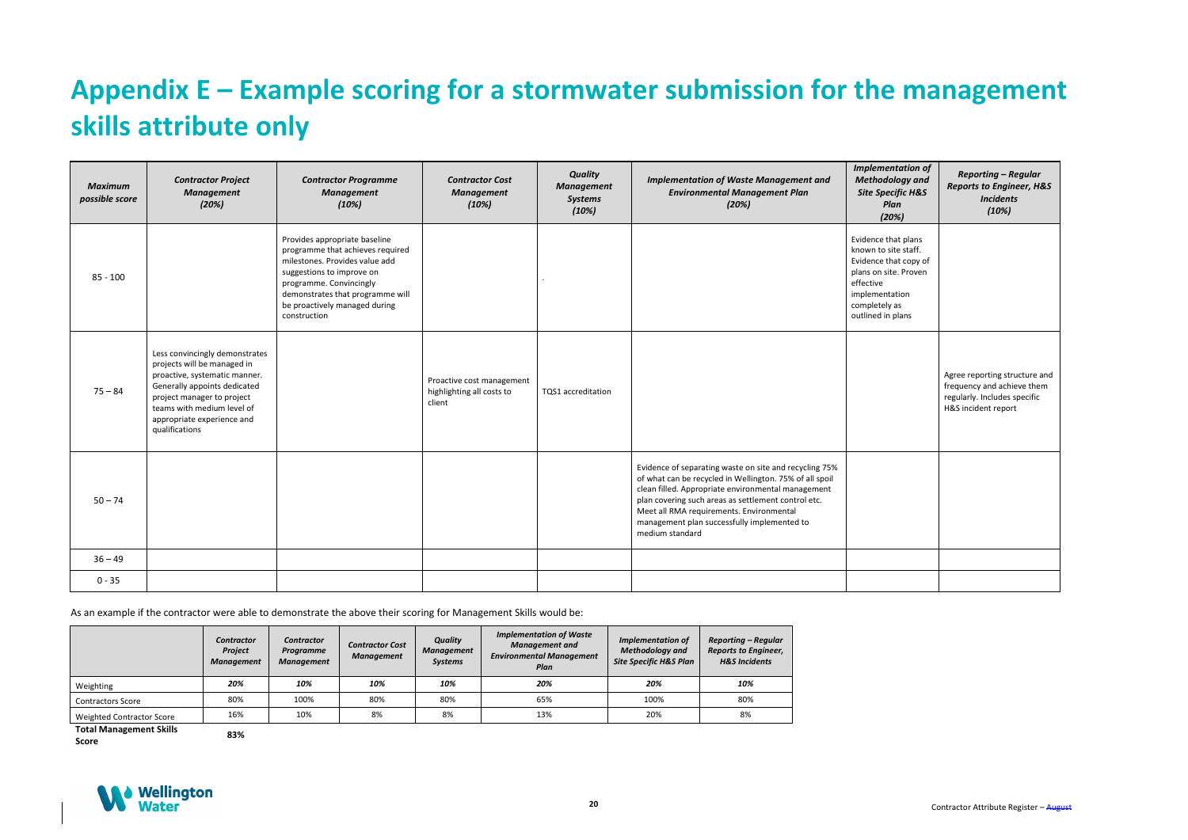# Appendix E – Example scoring for a stormwater submission for the management skills attribute only

| *Maximum possible score* | *Contractor Project Management (20%)* | *Contractor Programme Management (10%)* | *Contractor Cost Management (10%)* | *Quality Management Systems (10%)* | *Implementation of Waste Management and Environmental Management Plan (20%)* | *Implementation of Methodology and Site Specific H&S Plan (20%)* | *Reporting – Regular Reports to Engineer, H&S Incidents (10%)* |
|---|---|---|---|---|---|---|---|
| 85 - 100 | | Provides appropriate baseline programme that achieves required milestones. Provides value add suggestions to improve on programme. Convincingly demonstrates that programme will be proactively managed during construction | | - | | Evidence that plans known to site staff. Evidence that copy of plans on site. Proven effective implementation completely as outlined in plans | |
| 75 – 84 | Less convincingly demonstrates projects will be managed in proactive, systematic manner. Generally appoints dedicated project manager to project teams with medium level of appropriate experience and qualifications | | Proactive cost management highlighting all costs to client | TQS1 accreditation | | | Agree reporting structure and frequency and achieve them regularly. Includes specific H&S incident report |
| 50 – 74 | | | | | Evidence of separating waste on site and recycling 75% of what can be recycled in Wellington. 75% of all spoil clean filled. Appropriate environmental management plan covering such areas as settlement control etc. Meet all RMA requirements. Environmental management plan successfully implemented to medium standard | | |
| 36 – 49 | | | | | | | |
| 0 - 35 | | | | | | | |

As an example if the contractor were able to demonstrate the above their scoring for Management Skills would be:

| | *Contractor Project Management* | *Contractor Programme Management* | *Contractor Cost Management* | *Quality Management Systems* | *Implementation of Waste Management and Environmental Management Plan* | *Implementation of Methodology and Site Specific H&S Plan* | *Reporting – Regular Reports to Engineer, H&S Incidents* |
|---|---|---|---|---|---|---|---|
| Weighting | ***20%*** | ***10%*** | ***10%*** | ***10%*** | ***20%*** | ***20%*** | ***10%*** |
| Contractors Score | 80% | 100% | 80% | 80% | 65% | 100% | 80% |
| Weighted Contractor Score | 16% | 10% | 8% | 8% | 13% | 20% | 8% |
| **Total Management Skills Score** | **83%** | | | | | | |